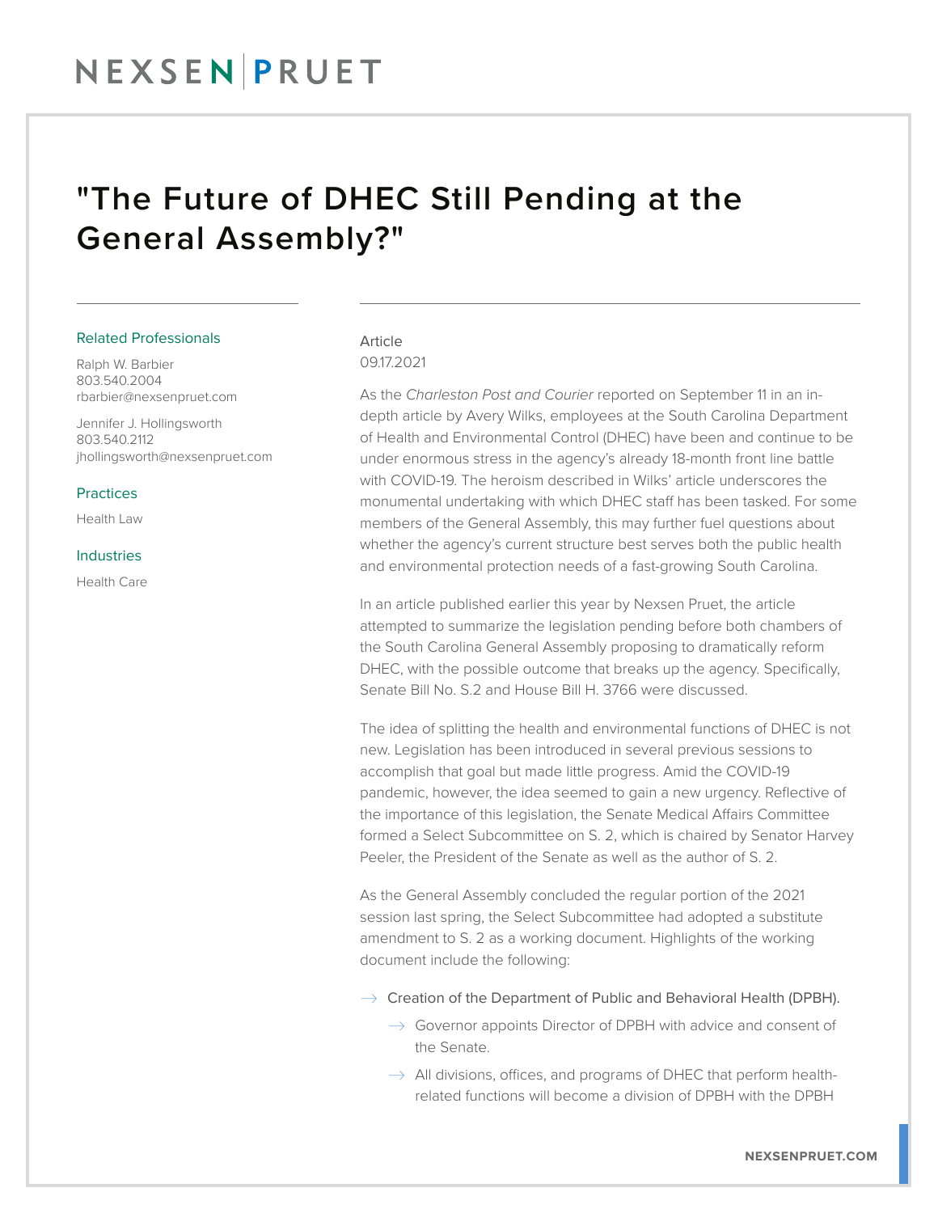NEXSEN | PRUET

# "The Future of DHEC Still Pending at the General Assembly?"

### Related Professionals

Ralph W. Barbier
803.540.2004
rbarbier@nexsenpruet.com

Jennifer J. Hollingsworth
803.540.2112
jhollingsworth@nexsenpruet.com

### Practices

Health Law

### Industries

Health Care

Article
09.17.2021

As the *Charleston Post and Courier* reported on September 11 in an in-depth article by Avery Wilks, employees at the South Carolina Department of Health and Environmental Control (DHEC) have been and continue to be under enormous stress in the agency's already 18-month front line battle with COVID-19. The heroism described in Wilks' article underscores the monumental undertaking with which DHEC staff has been tasked. For some members of the General Assembly, this may further fuel questions about whether the agency's current structure best serves both the public health and environmental protection needs of a fast-growing South Carolina.

In an article published earlier this year by Nexsen Pruet, the article attempted to summarize the legislation pending before both chambers of the South Carolina General Assembly proposing to dramatically reform DHEC, with the possible outcome that breaks up the agency. Specifically, Senate Bill No. S.2 and House Bill H. 3766 were discussed.

The idea of splitting the health and environmental functions of DHEC is not new. Legislation has been introduced in several previous sessions to accomplish that goal but made little progress. Amid the COVID-19 pandemic, however, the idea seemed to gain a new urgency. Reflective of the importance of this legislation, the Senate Medical Affairs Committee formed a Select Subcommittee on S. 2, which is chaired by Senator Harvey Peeler, the President of the Senate as well as the author of S. 2.

As the General Assembly concluded the regular portion of the 2021 session last spring, the Select Subcommittee had adopted a substitute amendment to S. 2 as a working document. Highlights of the working document include the following:

- Creation of the Department of Public and Behavioral Health (DPBH).
  - Governor appoints Director of DPBH with advice and consent of the Senate.
  - All divisions, offices, and programs of DHEC that perform health-related functions will become a division of DPBH with the DPBH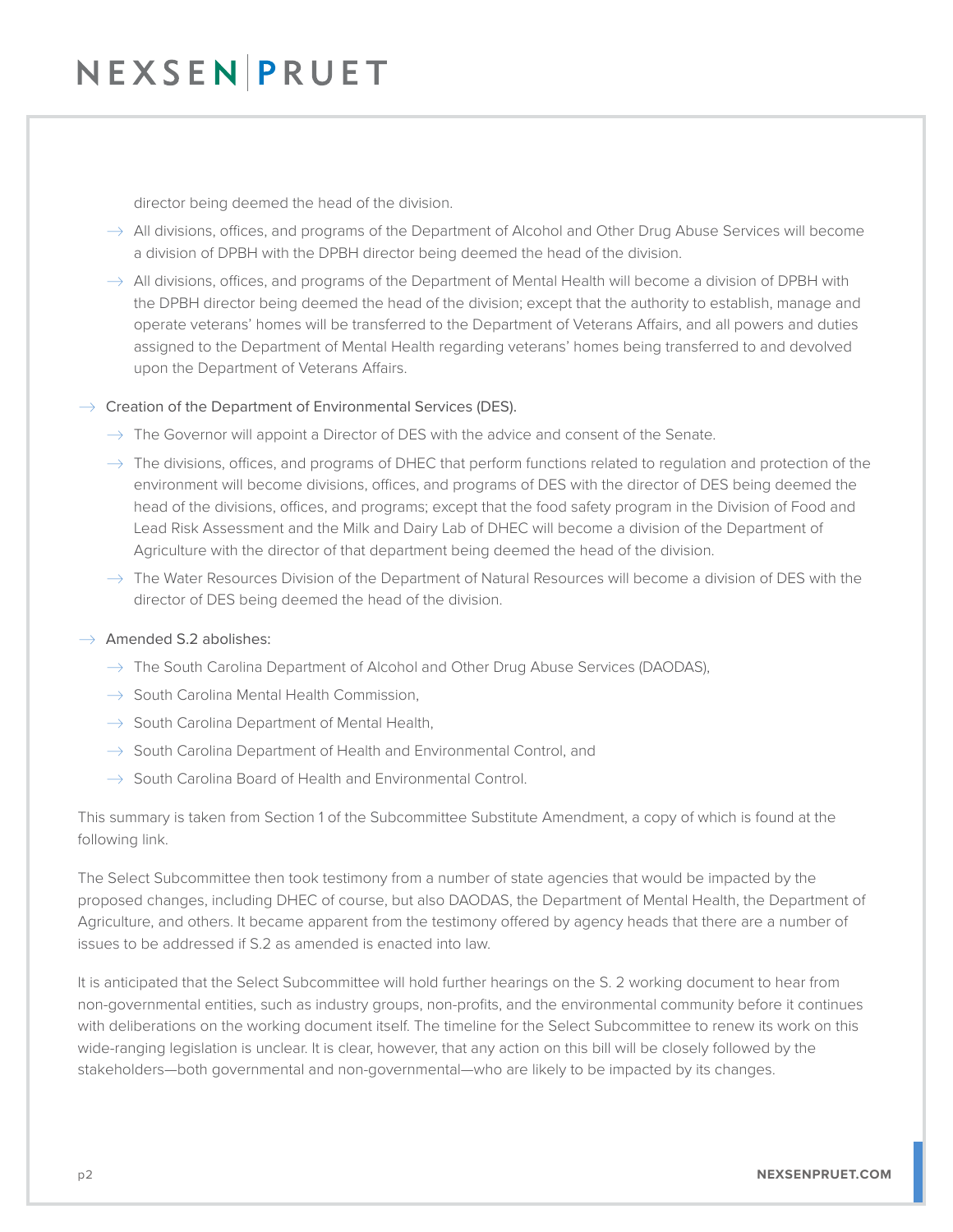director being deemed the head of the division.

- All divisions, offices, and programs of the Department of Alcohol and Other Drug Abuse Services will become a division of DPBH with the DPBH director being deemed the head of the division.
- All divisions, offices, and programs of the Department of Mental Health will become a division of DPBH with the DPBH director being deemed the head of the division; except that the authority to establish, manage and operate veterans' homes will be transferred to the Department of Veterans Affairs, and all powers and duties assigned to the Department of Mental Health regarding veterans' homes being transferred to and devolved upon the Department of Veterans Affairs.

- Creation of the Department of Environmental Services (DES).
  - The Governor will appoint a Director of DES with the advice and consent of the Senate.
  - The divisions, offices, and programs of DHEC that perform functions related to regulation and protection of the environment will become divisions, offices, and programs of DES with the director of DES being deemed the head of the divisions, offices, and programs; except that the food safety program in the Division of Food and Lead Risk Assessment and the Milk and Dairy Lab of DHEC will become a division of the Department of Agriculture with the director of that department being deemed the head of the division.
  - The Water Resources Division of the Department of Natural Resources will become a division of DES with the director of DES being deemed the head of the division.
- Amended S.2 abolishes:
  - The South Carolina Department of Alcohol and Other Drug Abuse Services (DAODAS),
  - South Carolina Mental Health Commission,
  - South Carolina Department of Mental Health,
  - South Carolina Department of Health and Environmental Control, and
  - South Carolina Board of Health and Environmental Control.

This summary is taken from Section 1 of the Subcommittee Substitute Amendment, a copy of which is found at the following link.

The Select Subcommittee then took testimony from a number of state agencies that would be impacted by the proposed changes, including DHEC of course, but also DAODAS, the Department of Mental Health, the Department of Agriculture, and others. It became apparent from the testimony offered by agency heads that there are a number of issues to be addressed if S.2 as amended is enacted into law.

It is anticipated that the Select Subcommittee will hold further hearings on the S. 2 working document to hear from non-governmental entities, such as industry groups, non-profits, and the environmental community before it continues with deliberations on the working document itself. The timeline for the Select Subcommittee to renew its work on this wide-ranging legislation is unclear. It is clear, however, that any action on this bill will be closely followed by the stakeholders—both governmental and non-governmental—who are likely to be impacted by its changes.